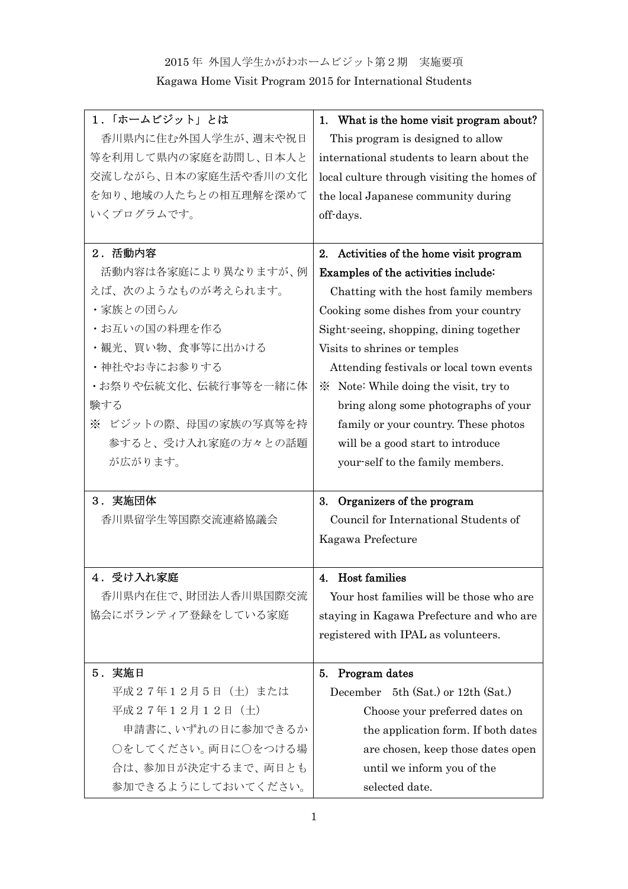2015年 外国人学生かがわホームビジット第２期　実施要項

Kagawa Home Visit Program 2015 for International Students

| | |
|---|---|
| **１.「ホームビジット」とは**<br>香川県内に住む外国人学生が、週末や祝日等を利用して県内の家庭を訪問し、日本人と交流しながら、日本の家庭生活や香川の文化を知り、地域の人たちとの相互理解を深めていくプログラムです。 | **1. What is the home visit program about?**<br>This program is designed to allow international students to learn about the local culture through visiting the homes of the local Japanese community during off-days. |
| **２．活動内容**<br>活動内容は各家庭により異なりますが、例えば、次のようなものが考えられます。<br>・家族との団らん<br>・お互いの国の料理を作る<br>・観光、買い物、食事等に出かける<br>・神社やお寺にお参りする<br>・お祭りや伝統文化、伝統行事等を一緒に体験する<br>※ ビジットの際、母国の家族の写真等を持参すると、受け入れ家庭の方々との話題が広がります。 | **2. Activities of the home visit program**<br>**Examples of the activities include:**<br>Chatting with the host family members<br>Cooking some dishes from your country<br>Sight-seeing, shopping, dining together<br>Visits to shrines or temples<br>Attending festivals or local town events<br>※ Note: While doing the visit, try to bring along some photographs of your family or your country. These photos will be a good start to introduce your-self to the family members. |
| **３．実施団体**<br>香川県留学生等国際交流連絡協議会 | **3. Organizers of the program**<br>Council for International Students of Kagawa Prefecture |
| **４．受け入れ家庭**<br>香川県内在住で、財団法人香川県国際交流協会にボランティア登録をしている家庭 | **4. Host families**<br>Your host families will be those who are staying in Kagawa Prefecture and who are registered with IPAL as volunteers. |
| **５．実施日**<br>平成２７年１２月５日（土）または<br>平成２７年１２月１２日（土）<br>申請書に、いずれの日に参加できるか○をしてください。両日に○をつける場合は、参加日が決定するまで、両日とも参加できるようにしておいてください。 | **5. Program dates**<br>December　5th (Sat.) or 12th (Sat.)<br>Choose your preferred dates on the application form. If both dates are chosen, keep those dates open until we inform you of the selected date. |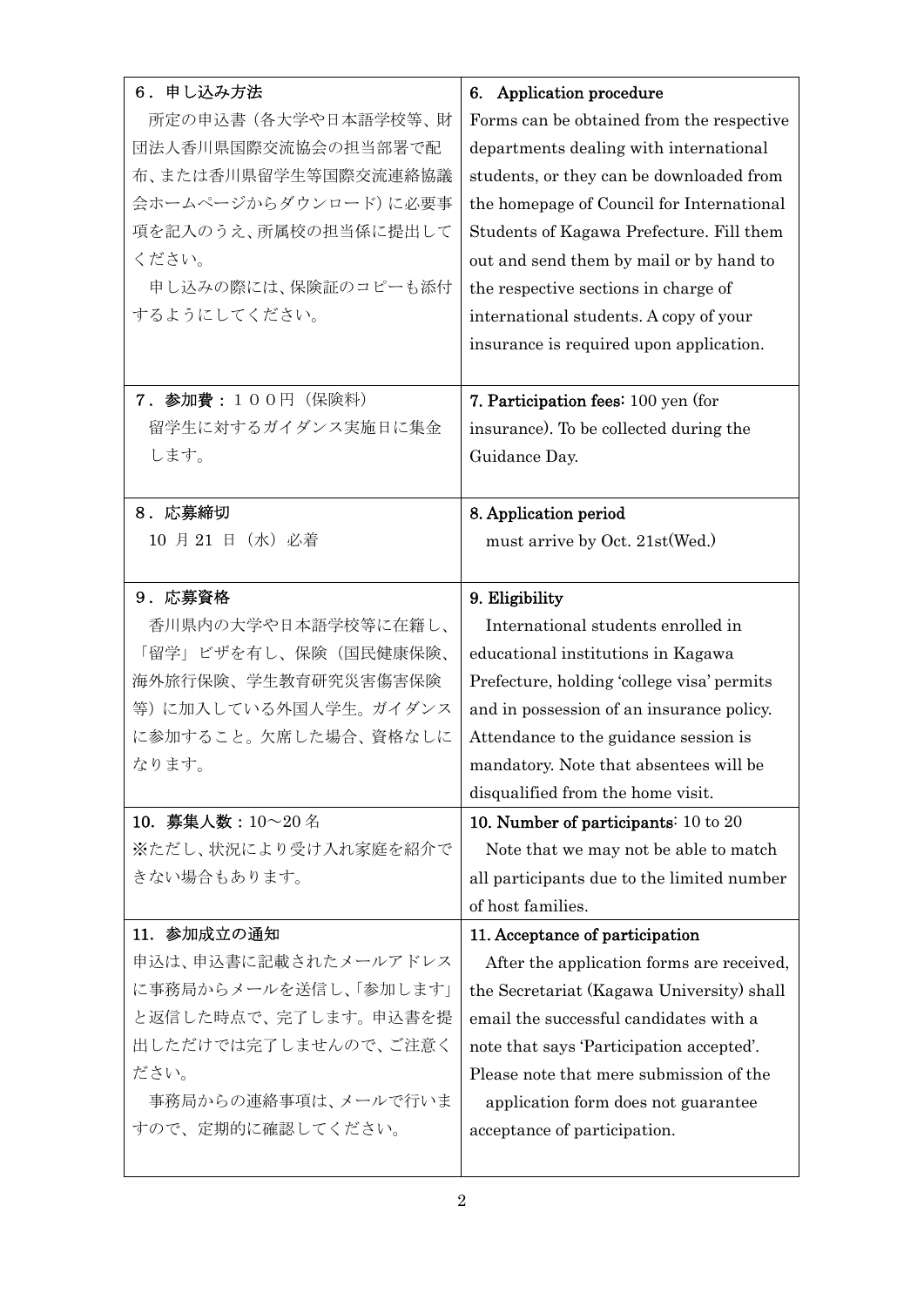| ６．申し込み方法<br>所定の申込書（各大学や日本語学校等、財団法人香川県国際交流協会の担当部署で配布、または香川県留学生等国際交流連絡協議会ホームページからダウンロード）に必要事項を記入のうえ、所属校の担当係に提出してください。<br>申し込みの際には、保険証のコピーも添付するようにしてください。 | 6. Application procedure<br>Forms can be obtained from the respective departments dealing with international students, or they can be downloaded from the homepage of Council for International Students of Kagawa Prefecture. Fill them out and send them by mail or by hand to the respective sections in charge of international students. A copy of your insurance is required upon application. |
|---|---|
| **７．参加費：**１００円（保険料）<br>留学生に対するガイダンス実施日に集金します。 | **7. Participation fees:** 100 yen (for insurance). To be collected during the Guidance Day. |
| ８．応募締切<br>10 月 21 日（水）必着 | 8. Application period<br>must arrive by Oct. 21st(Wed.) |
| ９．応募資格<br>香川県内の大学や日本語学校等に在籍し、「留学」ビザを有し、保険（国民健康保険、海外旅行保険、学生教育研究災害傷害保険等）に加入している外国人学生。ガイダンスに参加すること。欠席した場合、資格なしになります。 | 9. Eligibility<br>International students enrolled in educational institutions in Kagawa Prefecture, holding 'college visa' permits and in possession of an insurance policy. Attendance to the guidance session is mandatory. Note that absentees will be disqualified from the home visit. |
| **10. 募集人数：**10～20 名<br>※ただし、状況により受け入れ家庭を紹介できない場合もあります。 | **10. Number of participants:** 10 to 20<br>Note that we may not be able to match all participants due to the limited number of host families. |
| 11. 参加成立の通知<br>申込は、申込書に記載されたメールアドレスに事務局からメールを送信し、「参加します」と返信した時点で、完了します。申込書を提出しただけでは完了しませんので、ご注意ください。<br>事務局からの連絡事項は、メールで行いますので、定期的に確認してください。 | 11. Acceptance of participation<br>After the application forms are received, the Secretariat (Kagawa University) shall email the successful candidates with a note that says 'Participation accepted'. Please note that mere submission of the application form does not guarantee acceptance of participation. |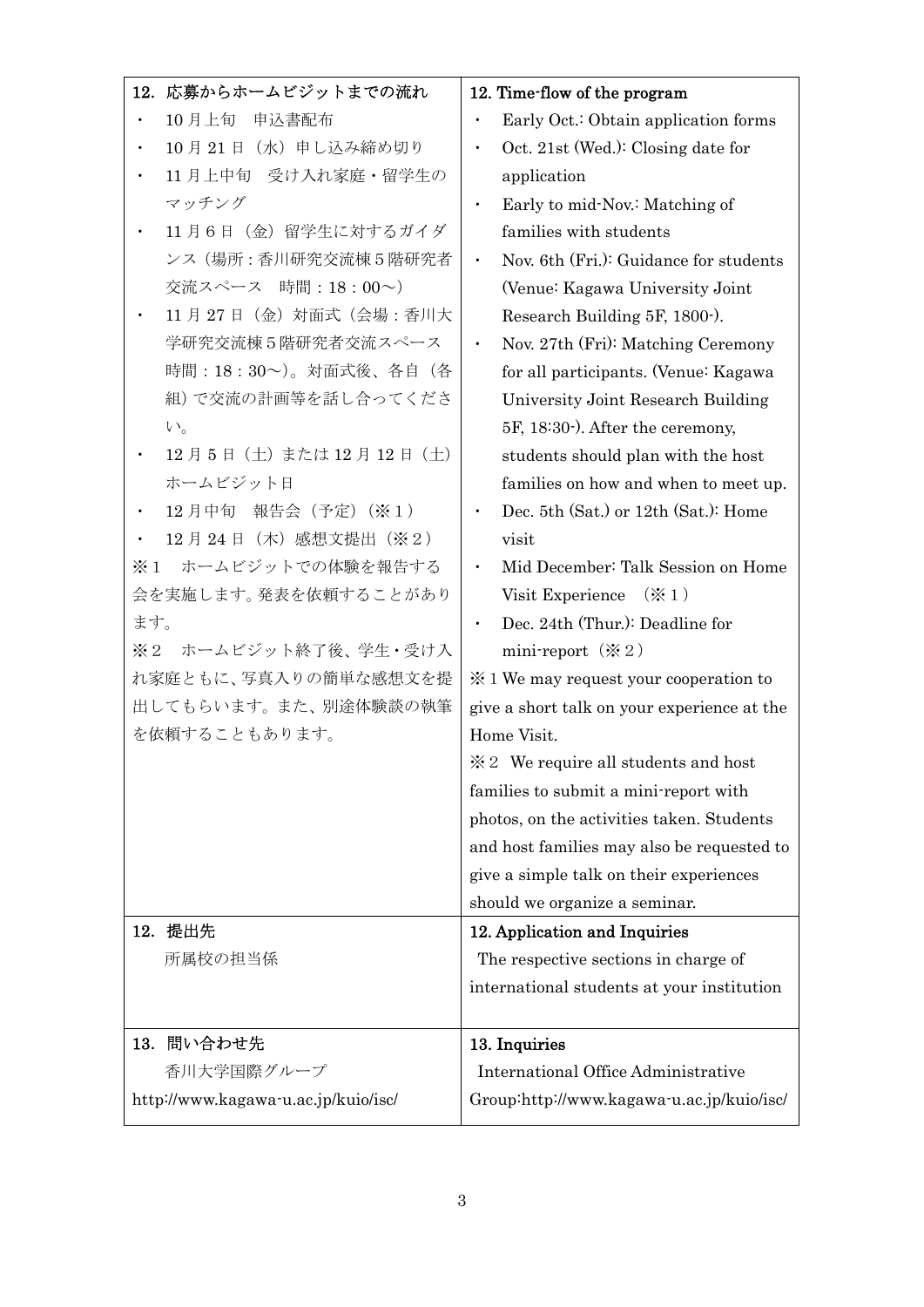| 12. 応募からホームビジットまでの流れ | 12. Time-flow of the program |
| --- | --- |
| ・ 10 月上旬　申込書配布<br>・ 10 月 21 日（水）申し込み締め切り<br>・ 11 月上中旬　受け入れ家庭・留学生のマッチング<br>・ 11 月 6 日（金）留学生に対するガイダンス（場所：香川研究交流棟５階研究者交流スペース　時間：18：00～）<br>・ 11 月 27 日（金）対面式（会場：香川大学研究交流棟５階研究者交流スペース　時間：18：30～）。対面式後、各自（各組）で交流の計画等を話し合ってください。<br>・ 12 月 5 日（土）または 12 月 12 日（土）ホームビジット日<br>・ 12 月中旬　報告会（予定）（※１）<br>・ 12 月 24 日（木）感想文提出（※２）<br>※１　ホームビジットでの体験を報告する会を実施します。発表を依頼することがあります。<br>※２　ホームビジット終了後、学生・受け入れ家庭ともに、写真入りの簡単な感想文を提出してもらいます。また、別途体験談の執筆を依頼することもあります。 | ・ Early Oct.: Obtain application forms<br>・ Oct. 21st (Wed.): Closing date for application<br>・ Early to mid-Nov.: Matching of families with students<br>・ Nov. 6th (Fri.): Guidance for students (Venue: Kagawa University Joint Research Building 5F, 1800-).<br>・ Nov. 27th (Fri): Matching Ceremony for all participants. (Venue: Kagawa University Joint Research Building 5F, 18:30-). After the ceremony, students should plan with the host families on how and when to meet up.<br>・ Dec. 5th (Sat.) or 12th (Sat.): Home visit<br>・ Mid December: Talk Session on Home Visit Experience　(※１)<br>・ Dec. 24th (Thur.): Deadline for mini-report（※２）<br>※１ We may request your cooperation to give a short talk on your experience at the Home Visit.<br>※２ We require all students and host families to submit a mini-report with photos, on the activities taken. Students and host families may also be requested to give a simple talk on their experiences should we organize a seminar. |
| 12. 提出先<br>所属校の担当係 | 12. Application and Inquiries<br>The respective sections in charge of international students at your institution |
| 13. 問い合わせ先<br>香川大学国際グループ<br>http://www.kagawa-u.ac.jp/kuio/isc/ | 13. Inquiries<br>International Office Administrative Group:http://www.kagawa-u.ac.jp/kuio/isc/ |